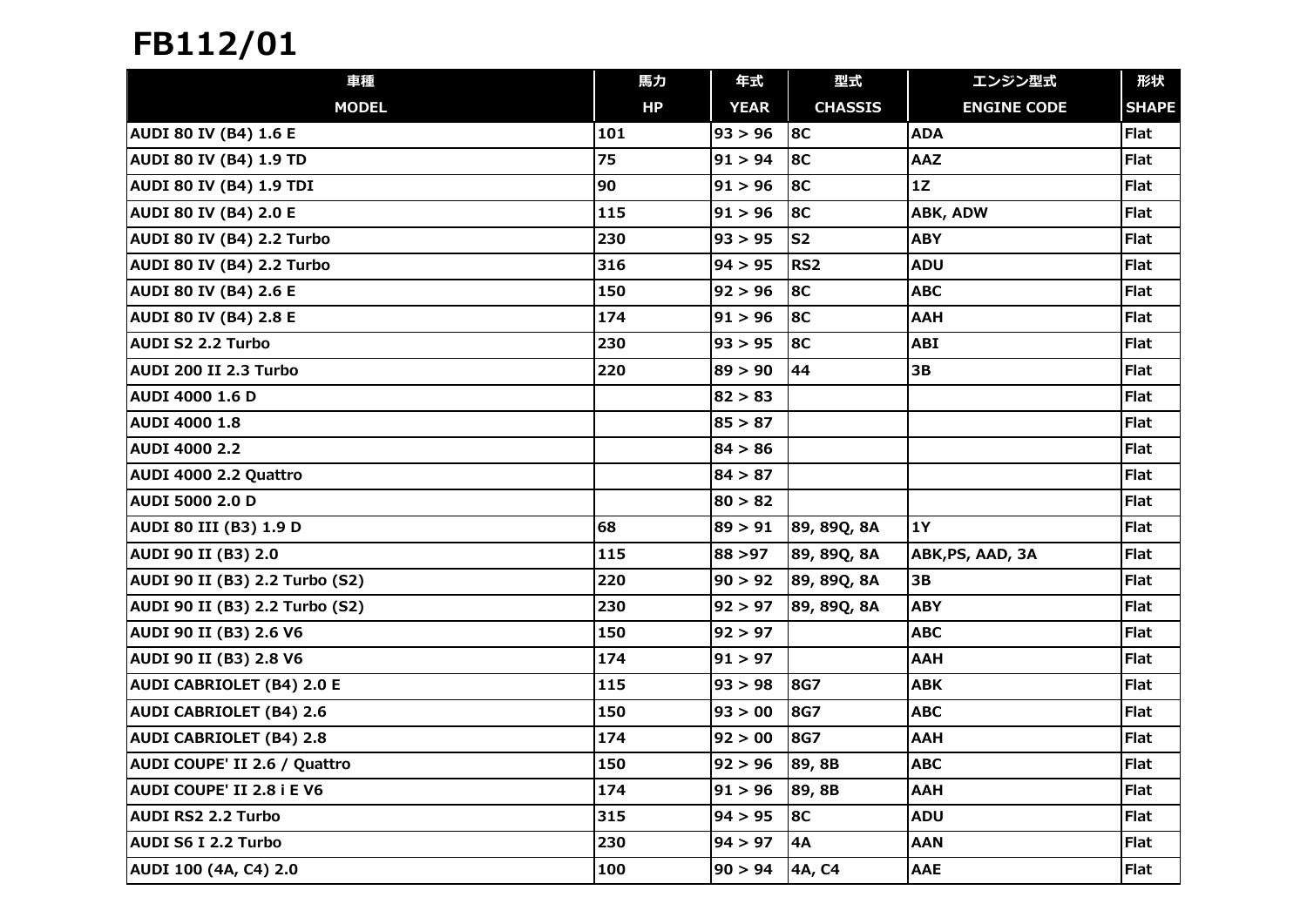# FB112/01

| 車種<br>MODEL | 馬力<br>HP | 年式<br>YEAR | 型式<br>CHASSIS | エンジン型式<br>ENGINE CODE | 形状<br>SHAPE |
|---|---|---|---|---|---|
| AUDI 80 IV (B4) 1.6 E | 101 | 93 > 96 | 8C | ADA | Flat |
| AUDI 80 IV (B4) 1.9 TD | 75 | 91 > 94 | 8C | AAZ | Flat |
| AUDI 80 IV (B4) 1.9 TDI | 90 | 91 > 96 | 8C | 1Z | Flat |
| AUDI 80 IV (B4) 2.0 E | 115 | 91 > 96 | 8C | ABK, ADW | Flat |
| AUDI 80 IV (B4) 2.2 Turbo | 230 | 93 > 95 | S2 | ABY | Flat |
| AUDI 80 IV (B4) 2.2 Turbo | 316 | 94 > 95 | RS2 | ADU | Flat |
| AUDI 80 IV (B4) 2.6 E | 150 | 92 > 96 | 8C | ABC | Flat |
| AUDI 80 IV (B4) 2.8 E | 174 | 91 > 96 | 8C | AAH | Flat |
| AUDI S2 2.2 Turbo | 230 | 93 > 95 | 8C | ABI | Flat |
| AUDI 200 II 2.3 Turbo | 220 | 89 > 90 | 44 | 3B | Flat |
| AUDI 4000 1.6 D | | 82 > 83 | | | Flat |
| AUDI 4000 1.8 | | 85 > 87 | | | Flat |
| AUDI 4000 2.2 | | 84 > 86 | | | Flat |
| AUDI 4000 2.2 Quattro | | 84 > 87 | | | Flat |
| AUDI 5000 2.0 D | | 80 > 82 | | | Flat |
| AUDI 80 III (B3) 1.9 D | 68 | 89 > 91 | 89, 89Q, 8A | 1Y | Flat |
| AUDI 90 II (B3) 2.0 | 115 | 88 >97 | 89, 89Q, 8A | ABK,PS, AAD, 3A | Flat |
| AUDI 90 II (B3) 2.2 Turbo (S2) | 220 | 90 > 92 | 89, 89Q, 8A | 3B | Flat |
| AUDI 90 II (B3) 2.2 Turbo (S2) | 230 | 92 > 97 | 89, 89Q, 8A | ABY | Flat |
| AUDI 90 II (B3) 2.6 V6 | 150 | 92 > 97 | | ABC | Flat |
| AUDI 90 II (B3) 2.8 V6 | 174 | 91 > 97 | | AAH | Flat |
| AUDI CABRIOLET (B4) 2.0 E | 115 | 93 > 98 | 8G7 | ABK | Flat |
| AUDI CABRIOLET (B4) 2.6 | 150 | 93 > 00 | 8G7 | ABC | Flat |
| AUDI CABRIOLET (B4) 2.8 | 174 | 92 > 00 | 8G7 | AAH | Flat |
| AUDI COUPE' II 2.6 / Quattro | 150 | 92 > 96 | 89, 8B | ABC | Flat |
| AUDI COUPE' II 2.8 i E V6 | 174 | 91 > 96 | 89, 8B | AAH | Flat |
| AUDI RS2 2.2 Turbo | 315 | 94 > 95 | 8C | ADU | Flat |
| AUDI S6 I 2.2 Turbo | 230 | 94 > 97 | 4A | AAN | Flat |
| AUDI 100 (4A, C4) 2.0 | 100 | 90 > 94 | 4A, C4 | AAE | Flat |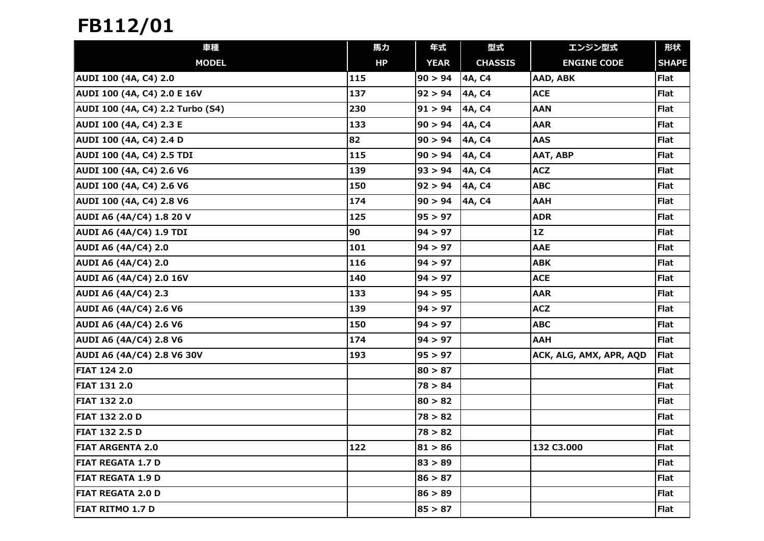# FB112/01

| 車種 | 馬力 | 年式 | 型式 | エンジン型式 | 形状 |
|---|---|---|---|---|---|
| **MODEL** | **HP** | **YEAR** | **CHASSIS** | **ENGINE CODE** | **SHAPE** |
| AUDI 100 (4A, C4) 2.0 | 115 | 90 > 94 | 4A, C4 | AAD, ABK | Flat |
| AUDI 100 (4A, C4) 2.0 E 16V | 137 | 92 > 94 | 4A, C4 | ACE | Flat |
| AUDI 100 (4A, C4) 2.2 Turbo (S4) | 230 | 91 > 94 | 4A, C4 | AAN | Flat |
| AUDI 100 (4A, C4) 2.3 E | 133 | 90 > 94 | 4A, C4 | AAR | Flat |
| AUDI 100 (4A, C4) 2.4 D | 82 | 90 > 94 | 4A, C4 | AAS | Flat |
| AUDI 100 (4A, C4) 2.5 TDI | 115 | 90 > 94 | 4A, C4 | AAT, ABP | Flat |
| AUDI 100 (4A, C4) 2.6 V6 | 139 | 93 > 94 | 4A, C4 | ACZ | Flat |
| AUDI 100 (4A, C4) 2.6 V6 | 150 | 92 > 94 | 4A, C4 | ABC | Flat |
| AUDI 100 (4A, C4) 2.8 V6 | 174 | 90 > 94 | 4A, C4 | AAH | Flat |
| AUDI A6 (4A/C4) 1.8 20 V | 125 | 95 > 97 | | ADR | Flat |
| AUDI A6 (4A/C4) 1.9 TDI | 90 | 94 > 97 | | 1Z | Flat |
| AUDI A6 (4A/C4) 2.0 | 101 | 94 > 97 | | AAE | Flat |
| AUDI A6 (4A/C4) 2.0 | 116 | 94 > 97 | | ABK | Flat |
| AUDI A6 (4A/C4) 2.0 16V | 140 | 94 > 97 | | ACE | Flat |
| AUDI A6 (4A/C4) 2.3 | 133 | 94 > 95 | | AAR | Flat |
| AUDI A6 (4A/C4) 2.6 V6 | 139 | 94 > 97 | | ACZ | Flat |
| AUDI A6 (4A/C4) 2.6 V6 | 150 | 94 > 97 | | ABC | Flat |
| AUDI A6 (4A/C4) 2.8 V6 | 174 | 94 > 97 | | AAH | Flat |
| AUDI A6 (4A/C4) 2.8 V6 30V | 193 | 95 > 97 | | ACK, ALG, AMX, APR, AQD | Flat |
| FIAT 124 2.0 | | 80 > 87 | | | Flat |
| FIAT 131 2.0 | | 78 > 84 | | | Flat |
| FIAT 132 2.0 | | 80 > 82 | | | Flat |
| FIAT 132 2.0 D | | 78 > 82 | | | Flat |
| FIAT 132 2.5 D | | 78 > 82 | | | Flat |
| FIAT ARGENTA 2.0 | 122 | 81 > 86 | | 132 C3.000 | Flat |
| FIAT REGATA 1.7 D | | 83 > 89 | | | Flat |
| FIAT REGATA 1.9 D | | 86 > 87 | | | Flat |
| FIAT REGATA 2.0 D | | 86 > 89 | | | Flat |
| FIAT RITMO 1.7 D | | 85 > 87 | | | Flat |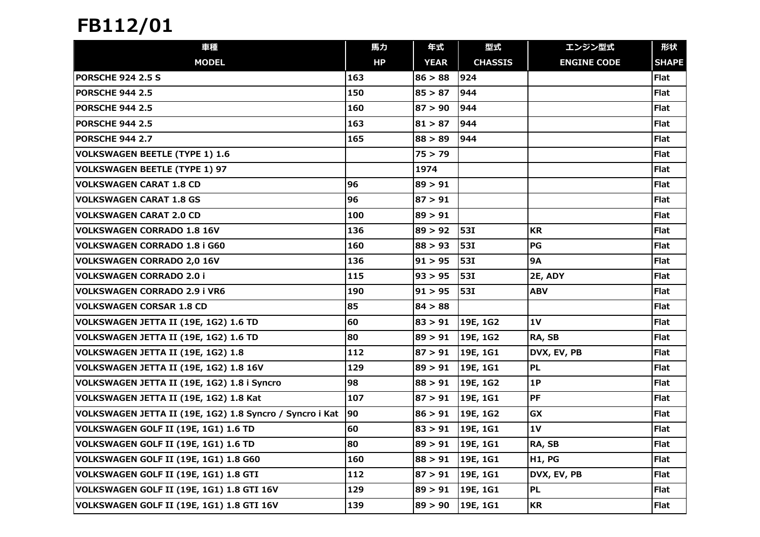# FB112/01

| 車種<br>MODEL | 馬力<br>HP | 年式<br>YEAR | 型式<br>CHASSIS | エンジン型式<br>ENGINE CODE | 形状<br>SHAPE |
|---|---|---|---|---|---|
| PORSCHE 924 2.5 S | 163 | 86 > 88 | 924 | | Flat |
| PORSCHE 944 2.5 | 150 | 85 > 87 | 944 | | Flat |
| PORSCHE 944 2.5 | 160 | 87 > 90 | 944 | | Flat |
| PORSCHE 944 2.5 | 163 | 81 > 87 | 944 | | Flat |
| PORSCHE 944 2.7 | 165 | 88 > 89 | 944 | | Flat |
| VOLKSWAGEN BEETLE (TYPE 1) 1.6 | | 75 > 79 | | | Flat |
| VOLKSWAGEN BEETLE (TYPE 1) 97 | | 1974 | | | Flat |
| VOLKSWAGEN CARAT 1.8 CD | 96 | 89 > 91 | | | Flat |
| VOLKSWAGEN CARAT 1.8 GS | 96 | 87 > 91 | | | Flat |
| VOLKSWAGEN CARAT 2.0 CD | 100 | 89 > 91 | | | Flat |
| VOLKSWAGEN CORRADO 1.8 16V | 136 | 89 > 92 | 53I | KR | Flat |
| VOLKSWAGEN CORRADO 1.8 i G60 | 160 | 88 > 93 | 53I | PG | Flat |
| VOLKSWAGEN CORRADO 2,0 16V | 136 | 91 > 95 | 53I | 9A | Flat |
| VOLKSWAGEN CORRADO 2.0 i | 115 | 93 > 95 | 53I | 2E, ADY | Flat |
| VOLKSWAGEN CORRADO 2.9 i VR6 | 190 | 91 > 95 | 53I | ABV | Flat |
| VOLKSWAGEN CORSAR 1.8 CD | 85 | 84 > 88 | | | Flat |
| VOLKSWAGEN JETTA II (19E, 1G2) 1.6 TD | 60 | 83 > 91 | 19E, 1G2 | 1V | Flat |
| VOLKSWAGEN JETTA II (19E, 1G2) 1.6 TD | 80 | 89 > 91 | 19E, 1G2 | RA, SB | Flat |
| VOLKSWAGEN JETTA II (19E, 1G2) 1.8 | 112 | 87 > 91 | 19E, 1G1 | DVX, EV, PB | Flat |
| VOLKSWAGEN JETTA II (19E, 1G2) 1.8 16V | 129 | 89 > 91 | 19E, 1G1 | PL | Flat |
| VOLKSWAGEN JETTA II (19E, 1G2) 1.8 i Syncro | 98 | 88 > 91 | 19E, 1G2 | 1P | Flat |
| VOLKSWAGEN JETTA II (19E, 1G2) 1.8 Kat | 107 | 87 > 91 | 19E, 1G1 | PF | Flat |
| VOLKSWAGEN JETTA II (19E, 1G2) 1.8 Syncro / Syncro i Kat | 90 | 86 > 91 | 19E, 1G2 | GX | Flat |
| VOLKSWAGEN GOLF II (19E, 1G1) 1.6 TD | 60 | 83 > 91 | 19E, 1G1 | 1V | Flat |
| VOLKSWAGEN GOLF II (19E, 1G1) 1.6 TD | 80 | 89 > 91 | 19E, 1G1 | RA, SB | Flat |
| VOLKSWAGEN GOLF II (19E, 1G1) 1.8 G60 | 160 | 88 > 91 | 19E, 1G1 | H1, PG | Flat |
| VOLKSWAGEN GOLF II (19E, 1G1) 1.8 GTI | 112 | 87 > 91 | 19E, 1G1 | DVX, EV, PB | Flat |
| VOLKSWAGEN GOLF II (19E, 1G1) 1.8 GTI 16V | 129 | 89 > 91 | 19E, 1G1 | PL | Flat |
| VOLKSWAGEN GOLF II (19E, 1G1) 1.8 GTI 16V | 139 | 89 > 90 | 19E, 1G1 | KR | Flat |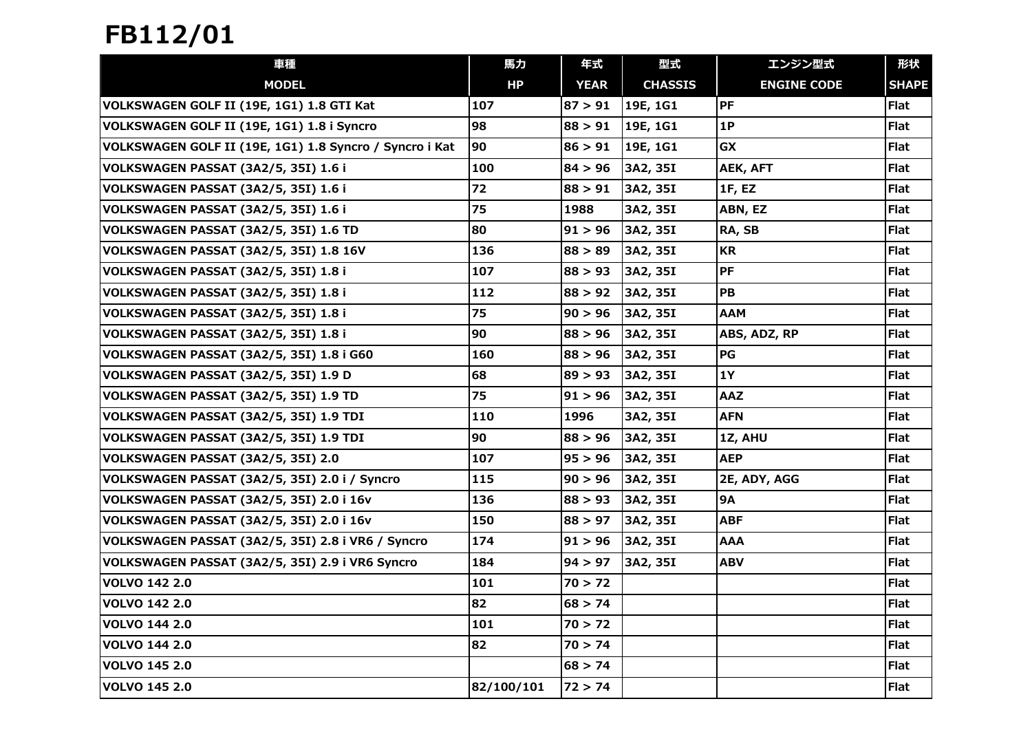# FB112/01

| 車種<br>MODEL | 馬力<br>HP | 年式<br>YEAR | 型式<br>CHASSIS | エンジン型式<br>ENGINE CODE | 形状<br>SHAPE |
|---|---|---|---|---|---|
| VOLKSWAGEN GOLF II (19E, 1G1) 1.8 GTI Kat | 107 | 87 > 91 | 19E, 1G1 | PF | Flat |
| VOLKSWAGEN GOLF II (19E, 1G1) 1.8 i Syncro | 98 | 88 > 91 | 19E, 1G1 | 1P | Flat |
| VOLKSWAGEN GOLF II (19E, 1G1) 1.8 Syncro / Syncro i Kat | 90 | 86 > 91 | 19E, 1G1 | GX | Flat |
| VOLKSWAGEN PASSAT (3A2/5, 35I) 1.6 i | 100 | 84 > 96 | 3A2, 35I | AEK, AFT | Flat |
| VOLKSWAGEN PASSAT (3A2/5, 35I) 1.6 i | 72 | 88 > 91 | 3A2, 35I | 1F, EZ | Flat |
| VOLKSWAGEN PASSAT (3A2/5, 35I) 1.6 i | 75 | 1988 | 3A2, 35I | ABN, EZ | Flat |
| VOLKSWAGEN PASSAT (3A2/5, 35I) 1.6 TD | 80 | 91 > 96 | 3A2, 35I | RA, SB | Flat |
| VOLKSWAGEN PASSAT (3A2/5, 35I) 1.8 16V | 136 | 88 > 89 | 3A2, 35I | KR | Flat |
| VOLKSWAGEN PASSAT (3A2/5, 35I) 1.8 i | 107 | 88 > 93 | 3A2, 35I | PF | Flat |
| VOLKSWAGEN PASSAT (3A2/5, 35I) 1.8 i | 112 | 88 > 92 | 3A2, 35I | PB | Flat |
| VOLKSWAGEN PASSAT (3A2/5, 35I) 1.8 i | 75 | 90 > 96 | 3A2, 35I | AAM | Flat |
| VOLKSWAGEN PASSAT (3A2/5, 35I) 1.8 i | 90 | 88 > 96 | 3A2, 35I | ABS, ADZ, RP | Flat |
| VOLKSWAGEN PASSAT (3A2/5, 35I) 1.8 i G60 | 160 | 88 > 96 | 3A2, 35I | PG | Flat |
| VOLKSWAGEN PASSAT (3A2/5, 35I) 1.9 D | 68 | 89 > 93 | 3A2, 35I | 1Y | Flat |
| VOLKSWAGEN PASSAT (3A2/5, 35I) 1.9 TD | 75 | 91 > 96 | 3A2, 35I | AAZ | Flat |
| VOLKSWAGEN PASSAT (3A2/5, 35I) 1.9 TDI | 110 | 1996 | 3A2, 35I | AFN | Flat |
| VOLKSWAGEN PASSAT (3A2/5, 35I) 1.9 TDI | 90 | 88 > 96 | 3A2, 35I | 1Z, AHU | Flat |
| VOLKSWAGEN PASSAT (3A2/5, 35I) 2.0 | 107 | 95 > 96 | 3A2, 35I | AEP | Flat |
| VOLKSWAGEN PASSAT (3A2/5, 35I) 2.0 i / Syncro | 115 | 90 > 96 | 3A2, 35I | 2E, ADY, AGG | Flat |
| VOLKSWAGEN PASSAT (3A2/5, 35I) 2.0 i 16v | 136 | 88 > 93 | 3A2, 35I | 9A | Flat |
| VOLKSWAGEN PASSAT (3A2/5, 35I) 2.0 i 16v | 150 | 88 > 97 | 3A2, 35I | ABF | Flat |
| VOLKSWAGEN PASSAT (3A2/5, 35I) 2.8 i VR6 / Syncro | 174 | 91 > 96 | 3A2, 35I | AAA | Flat |
| VOLKSWAGEN PASSAT (3A2/5, 35I) 2.9 i VR6 Syncro | 184 | 94 > 97 | 3A2, 35I | ABV | Flat |
| VOLVO 142 2.0 | 101 | 70 > 72 | | | Flat |
| VOLVO 142 2.0 | 82 | 68 > 74 | | | Flat |
| VOLVO 144 2.0 | 101 | 70 > 72 | | | Flat |
| VOLVO 144 2.0 | 82 | 70 > 74 | | | Flat |
| VOLVO 145 2.0 | | 68 > 74 | | | Flat |
| VOLVO 145 2.0 | 82/100/101 | 72 > 74 | | | Flat |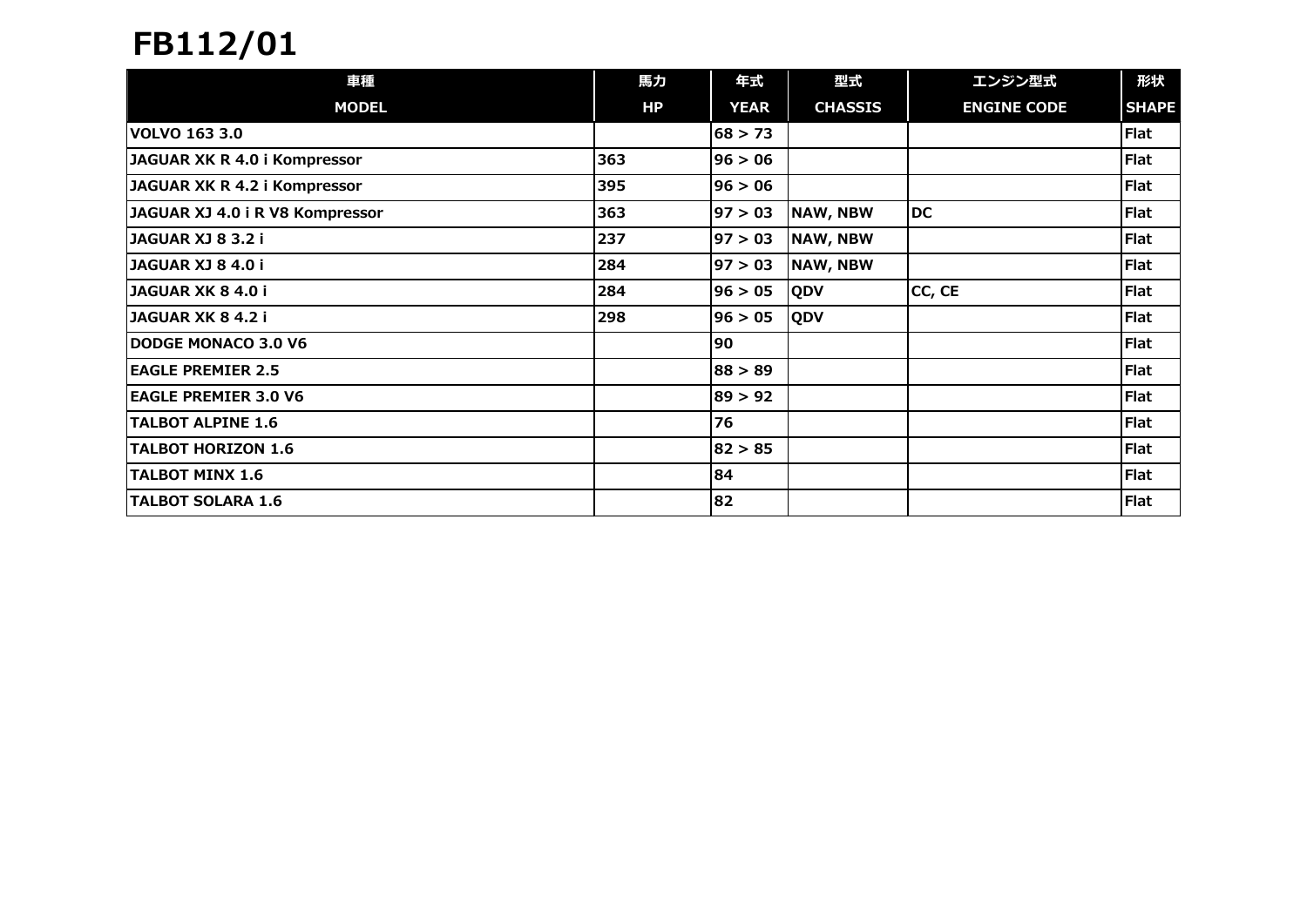# FB112/01

| 車種<br>MODEL | 馬力<br>HP | 年式<br>YEAR | 型式<br>CHASSIS | エンジン型式<br>ENGINE CODE | 形状<br>SHAPE |
|---|---|---|---|---|---|
| VOLVO 163 3.0 | | 68 > 73 | | | Flat |
| JAGUAR XK R 4.0 i Kompressor | 363 | 96 > 06 | | | Flat |
| JAGUAR XK R 4.2 i Kompressor | 395 | 96 > 06 | | | Flat |
| JAGUAR XJ 4.0 i R V8 Kompressor | 363 | 97 > 03 | NAW, NBW | DC | Flat |
| JAGUAR XJ 8 3.2 i | 237 | 97 > 03 | NAW, NBW | | Flat |
| JAGUAR XJ 8 4.0 i | 284 | 97 > 03 | NAW, NBW | | Flat |
| JAGUAR XK 8 4.0 i | 284 | 96 > 05 | QDV | CC, CE | Flat |
| JAGUAR XK 8 4.2 i | 298 | 96 > 05 | QDV | | Flat |
| DODGE MONACO 3.0 V6 | | 90 | | | Flat |
| EAGLE PREMIER 2.5 | | 88 > 89 | | | Flat |
| EAGLE PREMIER 3.0 V6 | | 89 > 92 | | | Flat |
| TALBOT ALPINE 1.6 | | 76 | | | Flat |
| TALBOT HORIZON 1.6 | | 82 > 85 | | | Flat |
| TALBOT MINX 1.6 | | 84 | | | Flat |
| TALBOT SOLARA 1.6 | | 82 | | | Flat |